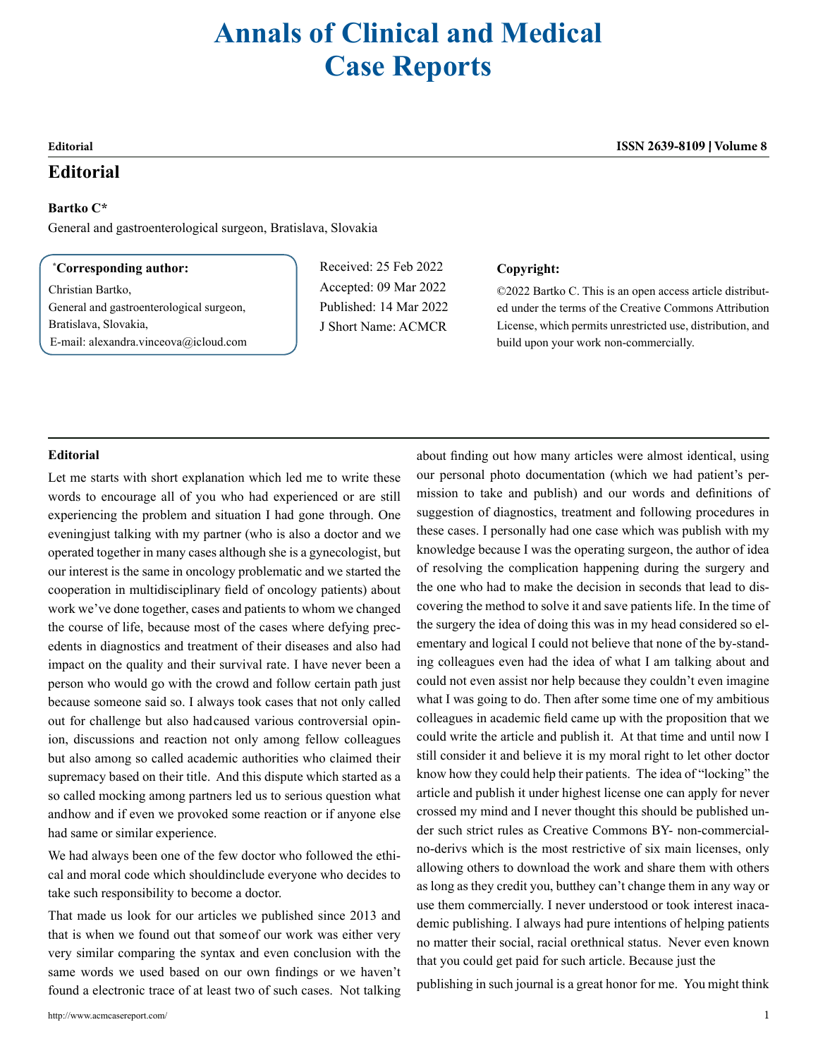# Annals of Clinical and Medical Case Reports

**Editorial**

**ISSN 2639-8109 | Volume 8**

## Editorial

**Bartko C***

General and gastroenterological surgeon, Bratislava, Slovakia

**\*Corresponding author:**

Christian Bartko,
General and gastroenterological surgeon,
Bratislava, Slovakia,
E-mail: alexandra.vinceova@icloud.com

Received: 25 Feb 2022
Accepted: 09 Mar 2022
Published: 14 Mar 2022
J Short Name: ACMCR

**Copyright:**

©2022 Bartko C. This is an open access article distributed under the terms of the Creative Commons Attribution License, which permits unrestricted use, distribution, and build upon your work non-commercially.

### Editorial

Let me starts with short explanation which led me to write these words to encourage all of you who had experienced or are still experiencing the problem and situation I had gone through. One eveningjust talking with my partner (who is also a doctor and we operated together in many cases although she is a gynecologist, but our interest is the same in oncology problematic and we started the cooperation in multidisciplinary field of oncology patients) about work we've done together, cases and patients to whom we changed the course of life, because most of the cases where defying precedents in diagnostics and treatment of their diseases and also had impact on the quality and their survival rate. I have never been a person who would go with the crowd and follow certain path just because someone said so. I always took cases that not only called out for challenge but also hadcaused various controversial opinion, discussions and reaction not only among fellow colleagues but also among so called academic authorities who claimed their supremacy based on their title. And this dispute which started as a so called mocking among partners led us to serious question what andhow and if even we provoked some reaction or if anyone else had same or similar experience.

We had always been one of the few doctor who followed the ethical and moral code which shouldinclude everyone who decides to take such responsibility to become a doctor.

That made us look for our articles we published since 2013 and that is when we found out that someof our work was either very very similar comparing the syntax and even conclusion with the same words we used based on our own findings or we haven't found a electronic trace of at least two of such cases. Not talking about finding out how many articles were almost identical, using our personal photo documentation (which we had patient's permission to take and publish) and our words and definitions of suggestion of diagnostics, treatment and following procedures in these cases. I personally had one case which was publish with my knowledge because I was the operating surgeon, the author of idea of resolving the complication happening during the surgery and the one who had to make the decision in seconds that lead to discovering the method to solve it and save patients life. In the time of the surgery the idea of doing this was in my head considered so elementary and logical I could not believe that none of the by-standing colleagues even had the idea of what I am talking about and could not even assist nor help because they couldn't even imagine what I was going to do. Then after some time one of my ambitious colleagues in academic field came up with the proposition that we could write the article and publish it. At that time and until now I still consider it and believe it is my moral right to let other doctor know how they could help their patients. The idea of "locking" the article and publish it under highest license one can apply for never crossed my mind and I never thought this should be published under such strict rules as Creative Commons BY- non-commercial-no-derivs which is the most restrictive of six main licenses, only allowing others to download the work and share them with others as long as they credit you, butthey can't change them in any way or use them commercially. I never understood or took interest inacademic publishing. I always had pure intentions of helping patients no matter their social, racial orethnical status. Never even known that you could get paid for such article. Because just the publishing in such journal is a great honor for me. You might think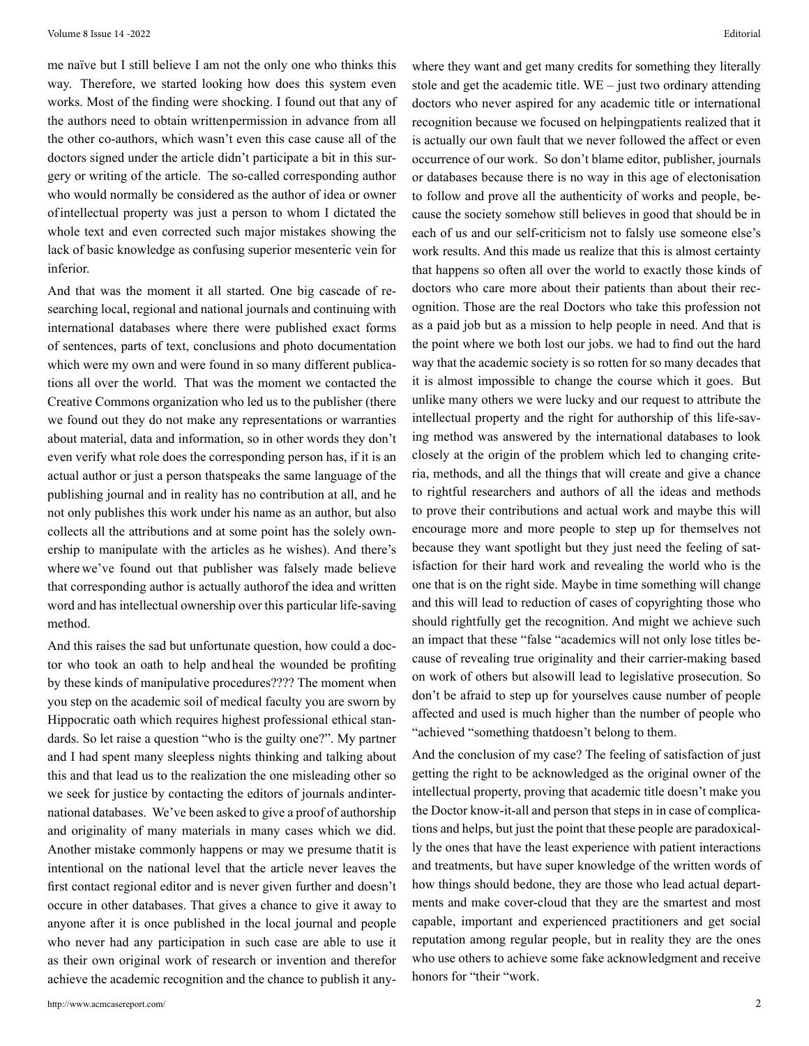me naïve but I still believe I am not the only one who thinks this way. Therefore, we started looking how does this system even works. Most of the finding were shocking. I found out that any of the authors need to obtain writtenpermission in advance from all the other co-authors, which wasn't even this case cause all of the doctors signed under the article didn't participate a bit in this surgery or writing of the article. The so-called corresponding author who would normally be considered as the author of idea or owner ofintellectual property was just a person to whom I dictated the whole text and even corrected such major mistakes showing the lack of basic knowledge as confusing superior mesenteric vein for inferior.

And that was the moment it all started. One big cascade of researching local, regional and national journals and continuing with international databases where there were published exact forms of sentences, parts of text, conclusions and photo documentation which were my own and were found in so many different publications all over the world. That was the moment we contacted the Creative Commons organization who led us to the publisher (there we found out they do not make any representations or warranties about material, data and information, so in other words they don't even verify what role does the corresponding person has, if it is an actual author or just a person thatspeaks the same language of the publishing journal and in reality has no contribution at all, and he not only publishes this work under his name as an author, but also collects all the attributions and at some point has the solely ownership to manipulate with the articles as he wishes). And there's where we've found out that publisher was falsely made believe that corresponding author is actually authorof the idea and written word and has intellectual ownership over this particular life-saving method.

And this raises the sad but unfortunate question, how could a doctor who took an oath to help andheal the wounded be profiting by these kinds of manipulative procedures???? The moment when you step on the academic soil of medical faculty you are sworn by Hippocratic oath which requires highest professional ethical standards. So let raise a question "who is the guilty one?". My partner and I had spent many sleepless nights thinking and talking about this and that lead us to the realization the one misleading other so we seek for justice by contacting the editors of journals andinternational databases. We've been asked to give a proof of authorship and originality of many materials in many cases which we did. Another mistake commonly happens or may we presume thatit is intentional on the national level that the article never leaves the first contact regional editor and is never given further and doesn't occure in other databases. That gives a chance to give it away to anyone after it is once published in the local journal and people who never had any participation in such case are able to use it as their own original work of research or invention and therefor achieve the academic recognition and the chance to publish it anywhere they want and get many credits for something they literally stole and get the academic title. WE – just two ordinary attending doctors who never aspired for any academic title or international recognition because we focused on helpingpatients realized that it is actually our own fault that we never followed the affect or even occurrence of our work. So don't blame editor, publisher, journals or databases because there is no way in this age of electonisation to follow and prove all the authenticity of works and people, because the society somehow still believes in good that should be in each of us and our self-criticism not to falsly use someone else's work results. And this made us realize that this is almost certainty that happens so often all over the world to exactly those kinds of doctors who care more about their patients than about their recognition. Those are the real Doctors who take this profession not as a paid job but as a mission to help people in need. And that is the point where we both lost our jobs. we had to find out the hard way that the academic society is so rotten for so many decades that it is almost impossible to change the course which it goes. But unlike many others we were lucky and our request to attribute the intellectual property and the right for authorship of this life-saving method was answered by the international databases to look closely at the origin of the problem which led to changing criteria, methods, and all the things that will create and give a chance to rightful researchers and authors of all the ideas and methods to prove their contributions and actual work and maybe this will encourage more and more people to step up for themselves not because they want spotlight but they just need the feeling of satisfaction for their hard work and revealing the world who is the one that is on the right side. Maybe in time something will change and this will lead to reduction of cases of copyrighting those who should rightfully get the recognition. And might we achieve such an impact that these "false "academics will not only lose titles because of revealing true originality and their carrier-making based on work of others but alsowill lead to legislative prosecution. So don't be afraid to step up for yourselves cause number of people affected and used is much higher than the number of people who "achieved "something thatdoesn't belong to them.

And the conclusion of my case? The feeling of satisfaction of just getting the right to be acknowledged as the original owner of the intellectual property, proving that academic title doesn't make you the Doctor know-it-all and person that steps in in case of complications and helps, but just the point that these people are paradoxically the ones that have the least experience with patient interactions and treatments, but have super knowledge of the written words of how things should bedone, they are those who lead actual departments and make cover-cloud that they are the smartest and most capable, important and experienced practitioners and get social reputation among regular people, but in reality they are the ones who use others to achieve some fake acknowledgment and receive honors for "their "work.